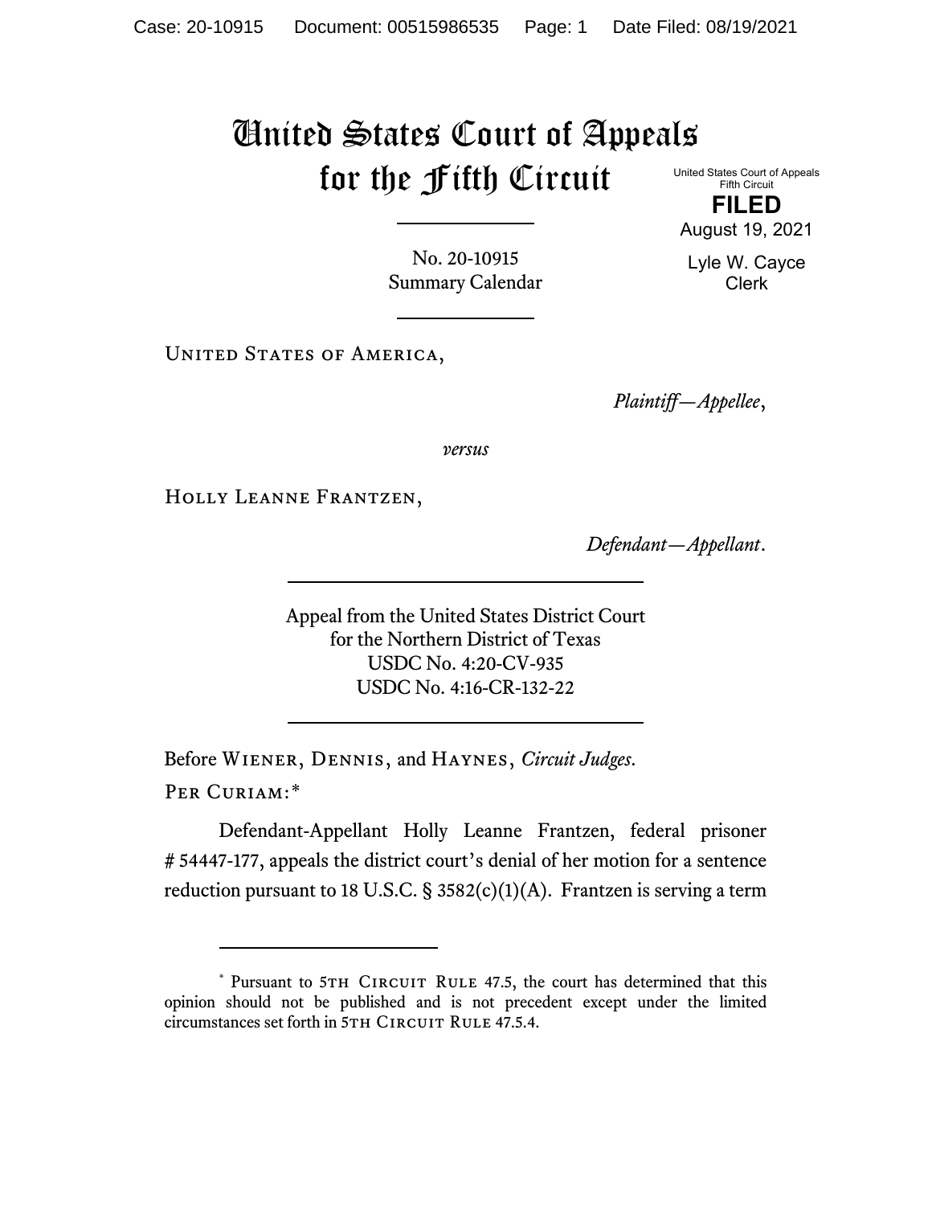# United States Court of Appeals for the Fifth Circuit

United States Court of Appeals
Fifth Circuit

**FILED**

August 19, 2021

Lyle W. Cayce
Clerk

---

No. 20-10915
Summary Calendar

---

United States of America,

*Plaintiff—Appellee*,

*versus*

Holly Leanne Frantzen,

*Defendant—Appellant*.

---

Appeal from the United States District Court
for the Northern District of Texas
USDC No. 4:20-CV-935
USDC No. 4:16-CR-132-22

---

Before Wiener, Dennis, and Haynes, *Circuit Judges*.

Per Curiam:[*]

Defendant-Appellant Holly Leanne Frantzen, federal prisoner # 54447-177, appeals the district court's denial of her motion for a sentence reduction pursuant to 18 U.S.C. § 3582(c)(1)(A). Frantzen is serving a term

---

[*] Pursuant to 5th Circuit Rule 47.5, the court has determined that this opinion should not be published and is not precedent except under the limited circumstances set forth in 5th Circuit Rule 47.5.4.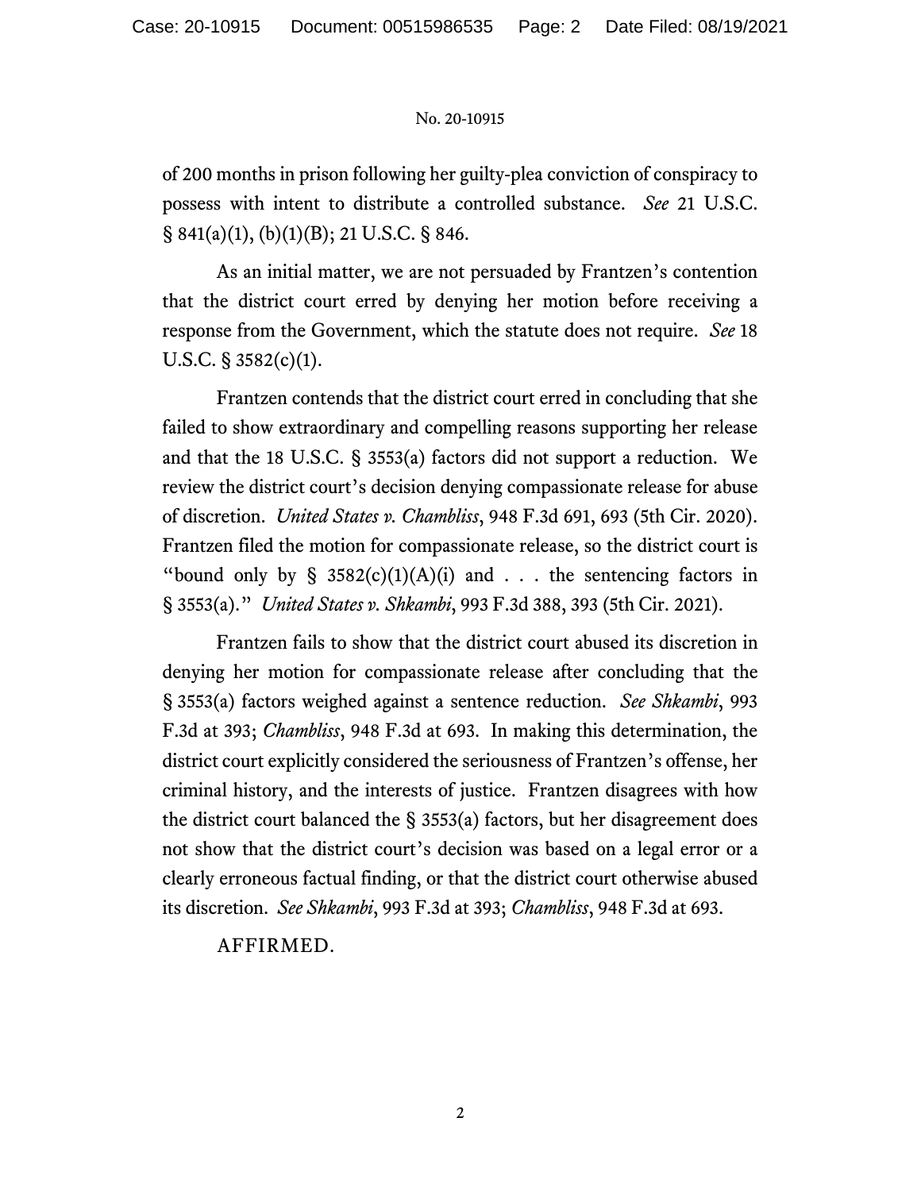of 200 months in prison following her guilty-plea conviction of conspiracy to possess with intent to distribute a controlled substance. *See* 21 U.S.C. § 841(a)(1), (b)(1)(B); 21 U.S.C. § 846.

As an initial matter, we are not persuaded by Frantzen's contention that the district court erred by denying her motion before receiving a response from the Government, which the statute does not require. *See* 18 U.S.C. § 3582(c)(1).

Frantzen contends that the district court erred in concluding that she failed to show extraordinary and compelling reasons supporting her release and that the 18 U.S.C. § 3553(a) factors did not support a reduction. We review the district court's decision denying compassionate release for abuse of discretion. *United States v. Chambliss*, 948 F.3d 691, 693 (5th Cir. 2020). Frantzen filed the motion for compassionate release, so the district court is "bound only by § 3582(c)(1)(A)(i) and . . . the sentencing factors in § 3553(a)." *United States v. Shkambi*, 993 F.3d 388, 393 (5th Cir. 2021).

Frantzen fails to show that the district court abused its discretion in denying her motion for compassionate release after concluding that the § 3553(a) factors weighed against a sentence reduction. *See Shkambi*, 993 F.3d at 393; *Chambliss*, 948 F.3d at 693. In making this determination, the district court explicitly considered the seriousness of Frantzen's offense, her criminal history, and the interests of justice. Frantzen disagrees with how the district court balanced the § 3553(a) factors, but her disagreement does not show that the district court's decision was based on a legal error or a clearly erroneous factual finding, or that the district court otherwise abused its discretion. *See Shkambi*, 993 F.3d at 393; *Chambliss*, 948 F.3d at 693.

AFFIRMED.